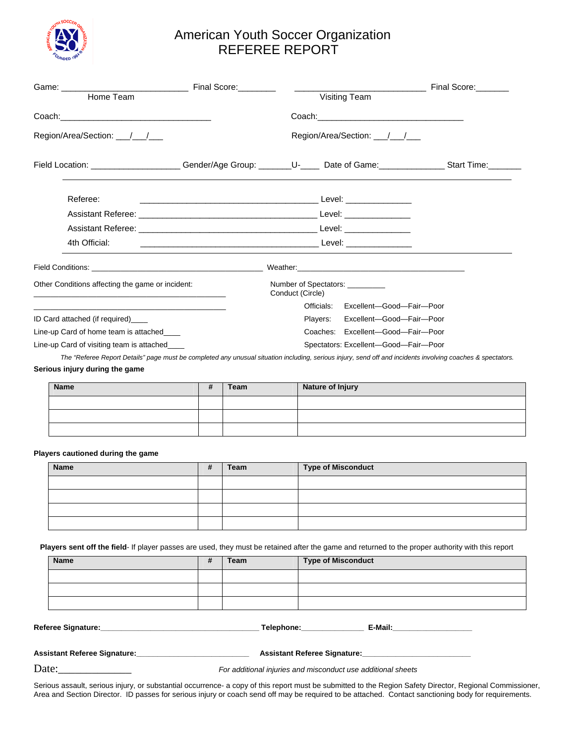# American Youth Soccer Organization
# REFEREE REPORT

Game: ___________________________ Final Score:________ ___________________________ Final Score:_______

Home Team | Visiting Team

Coach:_________________________________ Coach:_________________________________

Region/Area/Section: ___/___/___ Region/Area/Section: ___/___/___

Field Location: ___________________ Gender/Age Group: _______U-____ Date of Game:______________ Start Time:_______

---

Referee: ______________________________________ Level: ______________

Assistant Referee: ______________________________________ Level: ______________

Assistant Referee: ______________________________________ Level: ______________

4th Official: ______________________________________ Level: ______________

---

Field Conditions: ____________________________________ Weather:________________________________________

Other Conditions affecting the game or incident:

________________________________________

________________________________________

Number of Spectators: _________

Conduct (Circle)

Officials: Excellent—Good—Fair—Poor

Players: Excellent—Good—Fair—Poor

Coaches: Excellent—Good—Fair—Poor

Spectators: Excellent—Good—Fair—Poor

ID Card attached (if required)____

Line-up Card of home team is attached____

Line-up Card of visiting team is attached____

*The "Referee Report Details" page must be completed any unusual situation including, serious injury, send off and incidents involving coaches & spectators.*

**Serious injury during the game**

| Name | # | Team | Nature of Injury |
|---|---|---|---|
| | | | |
| | | | |
| | | | |

**Players cautioned during the game**

| Name | # | Team | Type of Misconduct |
|---|---|---|---|
| | | | |
| | | | |
| | | | |
| | | | |

**Players sent off the field**- If player passes are used, they must be retained after the game and returned to the proper authority with this report

| Name | # | Team | Type of Misconduct |
|---|---|---|---|
| | | | |
| | | | |
| | | | |

**Referee Signature:**_____________________________________ **Telephone:**_______________ **E-Mail:**____________________

**Assistant Referee Signature:**__________________________ **Assistant Referee Signature:**_________________________

Date:______________ *For additional injuries and misconduct use additional sheets*

Serious assault, serious injury, or substantial occurrence- a copy of this report must be submitted to the Region Safety Director, Regional Commissioner, Area and Section Director. ID passes for serious injury or coach send off may be required to be attached. Contact sanctioning body for requirements.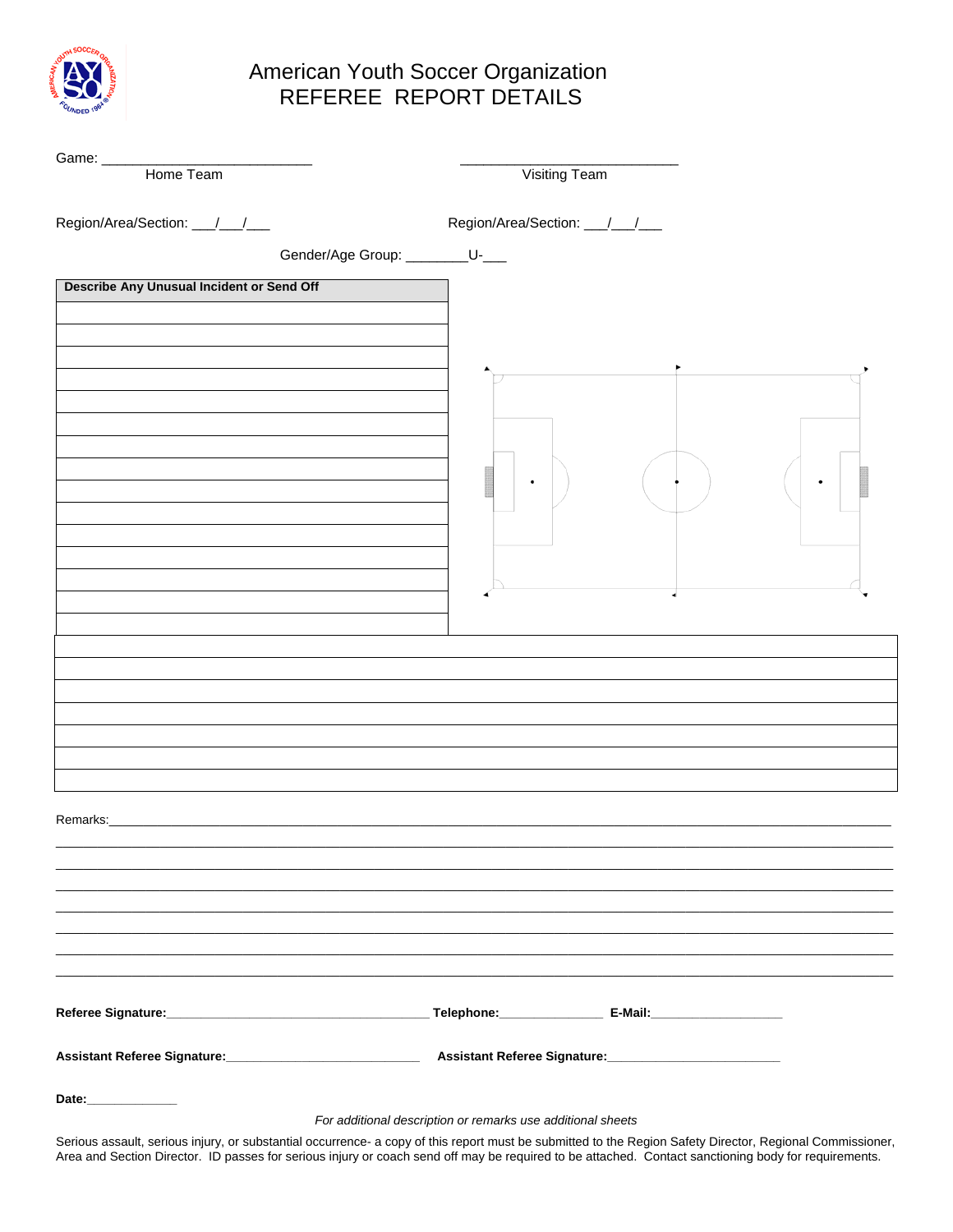# American Youth Soccer Organization
# REFEREE REPORT DETAILS

Game: ___________________________ ___________________________

Home Team Visiting Team

Region/Area/Section: ___/___/___ Region/Area/Section: ___/___/___

Gender/Age Group: ________U-___

| Describe Any Unusual Incident or Send Off |
|---|
| |
| |
| |
| |
| |
| |
| |
| |
| |
| |
| |
| |
| |
| |
| |
| |
| |
| |
| |
| |
| |
| |

Remarks:_______________________________________________________________________________________

______________________________________________________________________________________________

______________________________________________________________________________________________

______________________________________________________________________________________________

______________________________________________________________________________________________

______________________________________________________________________________________________

______________________________________________________________________________________________

______________________________________________________________________________________________

**Referee Signature:**_____________________________________ **Telephone:**_______________ **E-Mail:**___________________

**Assistant Referee Signature:**____________________________ **Assistant Referee Signature:**_________________________

**Date:**_____________

*For additional description or remarks use additional sheets*

Serious assault, serious injury, or substantial occurrence- a copy of this report must be submitted to the Region Safety Director, Regional Commissioner, Area and Section Director. ID passes for serious injury or coach send off may be required to be attached. Contact sanctioning body for requirements.